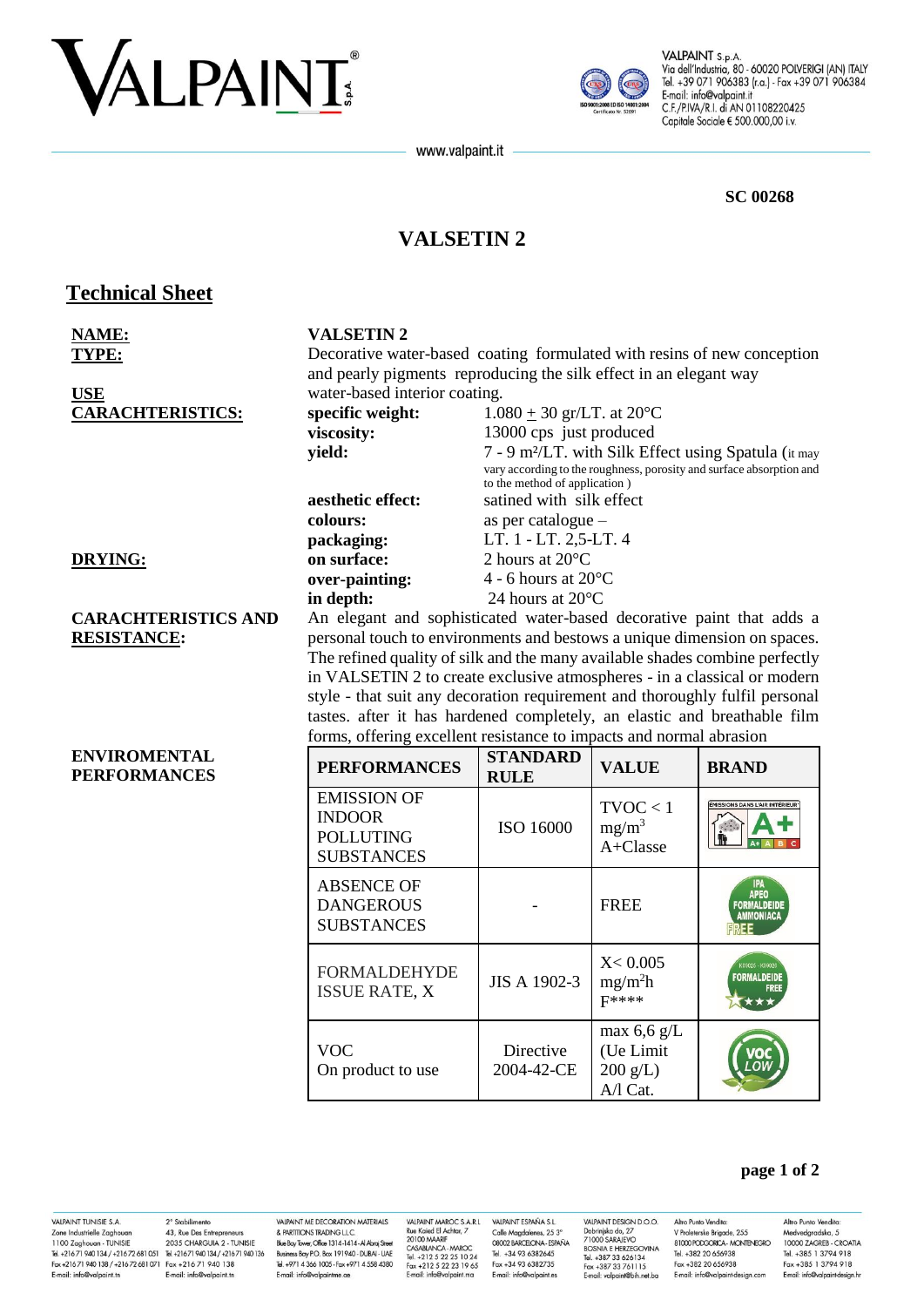SC 00268

# VALSETIN 2

## Technical Sheet

**NAME:** **VALSETIN 2**

**TYPE:** Decorative water-based coating formulated with resins of new conception and pearly pigments reproducing the silk effect in an elegant way

**USE** water-based interior coating.

**CARACHTERISTICS:**

| | |
|---|---|
| **specific weight:** | 1.080 ± 30 gr/LT. at 20°C |
| **viscosity:** | 13000 cps just produced |
| **yield:** | 7 - 9 m²/LT. with Silk Effect using Spatula (it may vary according to the roughness, porosity and surface absorption and to the method of application ) |
| **aesthetic effect:** | satined with silk effect |
| **colours:** | as per catalogue – |
| **packaging:** | LT. 1 - LT. 2,5-LT. 4 |

**DRYING:**

| | |
|---|---|
| **on surface:** | 2 hours at 20°C |
| **over-painting:** | 4 - 6 hours at 20°C |
| **in depth:** | 24 hours at 20°C |

**CARACHTERISTICS AND RESISTANCE:** An elegant and sophisticated water-based decorative paint that adds a personal touch to environments and bestows a unique dimension on spaces. The refined quality of silk and the many available shades combine perfectly in VALSETIN 2 to create exclusive atmospheres - in a classical or modern style - that suit any decoration requirement and thoroughly fulfil personal tastes. after it has hardened completely, an elastic and breathable film forms, offering excellent resistance to impacts and normal abrasion

**ENVIROMENTAL PERFORMANCES**

| PERFORMANCES | STANDARD RULE | VALUE | BRAND |
|---|---|---|---|
| EMISSION OF INDOOR POLLUTING SUBSTANCES | ISO 16000 | TVOC < 1 mg/m³ A+Classe | ÉMISSIONS DANS L'AIR INTÉRIEUR A+ |
| ABSENCE OF DANGEROUS SUBSTANCES | - | FREE | IPA APEO FORMALDEIDE AMMONIACA FREE |
| FORMALDEHYDE ISSUE RATE, X | JIS A 1902-3 | X< 0.005 mg/m²h F**** | FORMALDEIDE FREE |
| VOC On product to use | Directive 2004-42-CE | max 6,6 g/L (Ue Limit 200 g/L) A/l Cat. | VOC LOW |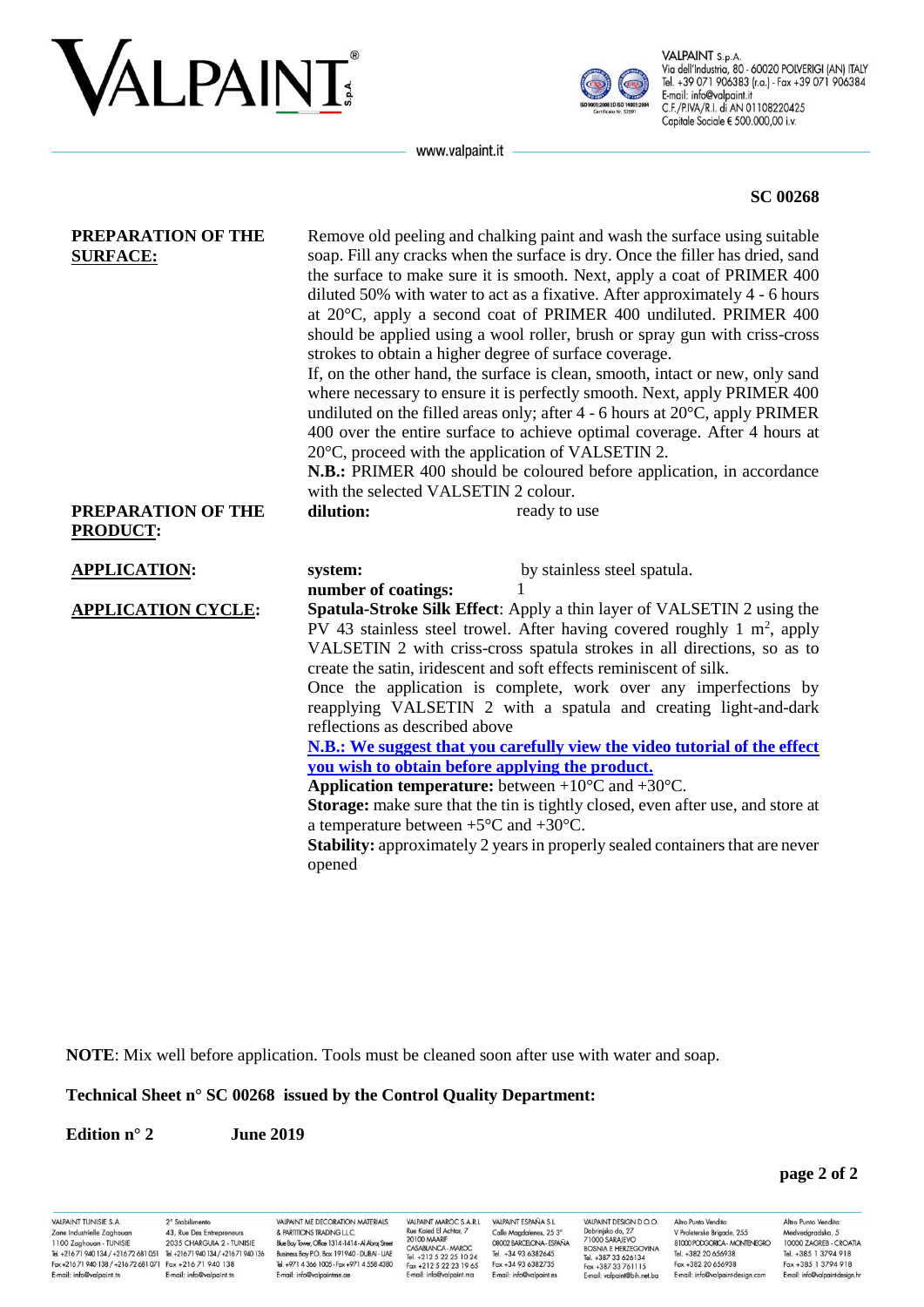**SC 00268**

| | |
|---|---|
| **PREPARATION OF THE SURFACE:** | Remove old peeling and chalking paint and wash the surface using suitable soap. Fill any cracks when the surface is dry. Once the filler has dried, sand the surface to make sure it is smooth. Next, apply a coat of PRIMER 400 diluted 50% with water to act as a fixative. After approximately 4 - 6 hours at 20°C, apply a second coat of PRIMER 400 undiluted. PRIMER 400 should be applied using a wool roller, brush or spray gun with criss-cross strokes to obtain a higher degree of surface coverage. If, on the other hand, the surface is clean, smooth, intact or new, only sand where necessary to ensure it is perfectly smooth. Next, apply PRIMER 400 undiluted on the filled areas only; after 4 - 6 hours at 20°C, apply PRIMER 400 over the entire surface to achieve optimal coverage. After 4 hours at 20°C, proceed with the application of VALSETIN 2. **N.B.:** PRIMER 400 should be coloured before application, in accordance with the selected VALSETIN 2 colour. |
| **PREPARATION OF THE PRODUCT:** | **dilution:** ready to use |
| **APPLICATION:** | **system:** by stainless steel spatula. **number of coatings:** 1 |
| **APPLICATION CYCLE:** | **Spatula-Stroke Silk Effect**: Apply a thin layer of VALSETIN 2 using the PV 43 stainless steel trowel. After having covered roughly 1 m$^2$, apply VALSETIN 2 with criss-cross spatula strokes in all directions, so as to create the satin, iridescent and soft effects reminiscent of silk. Once the application is complete, work over any imperfections by reapplying VALSETIN 2 with a spatula and creating light-and-dark reflections as described above **N.B.: We suggest that you carefully view the video tutorial of the effect you wish to obtain before applying the product.** **Application temperature:** between +10°C and +30°C. **Storage:** make sure that the tin is tightly closed, even after use, and store at a temperature between +5°C and +30°C. **Stability:** approximately 2 years in properly sealed containers that are never opened |

**NOTE**: Mix well before application. Tools must be cleaned soon after use with water and soap.

**Technical Sheet n° SC 00268 issued by the Control Quality Department:**

**Edition n° 2** **June 2019**